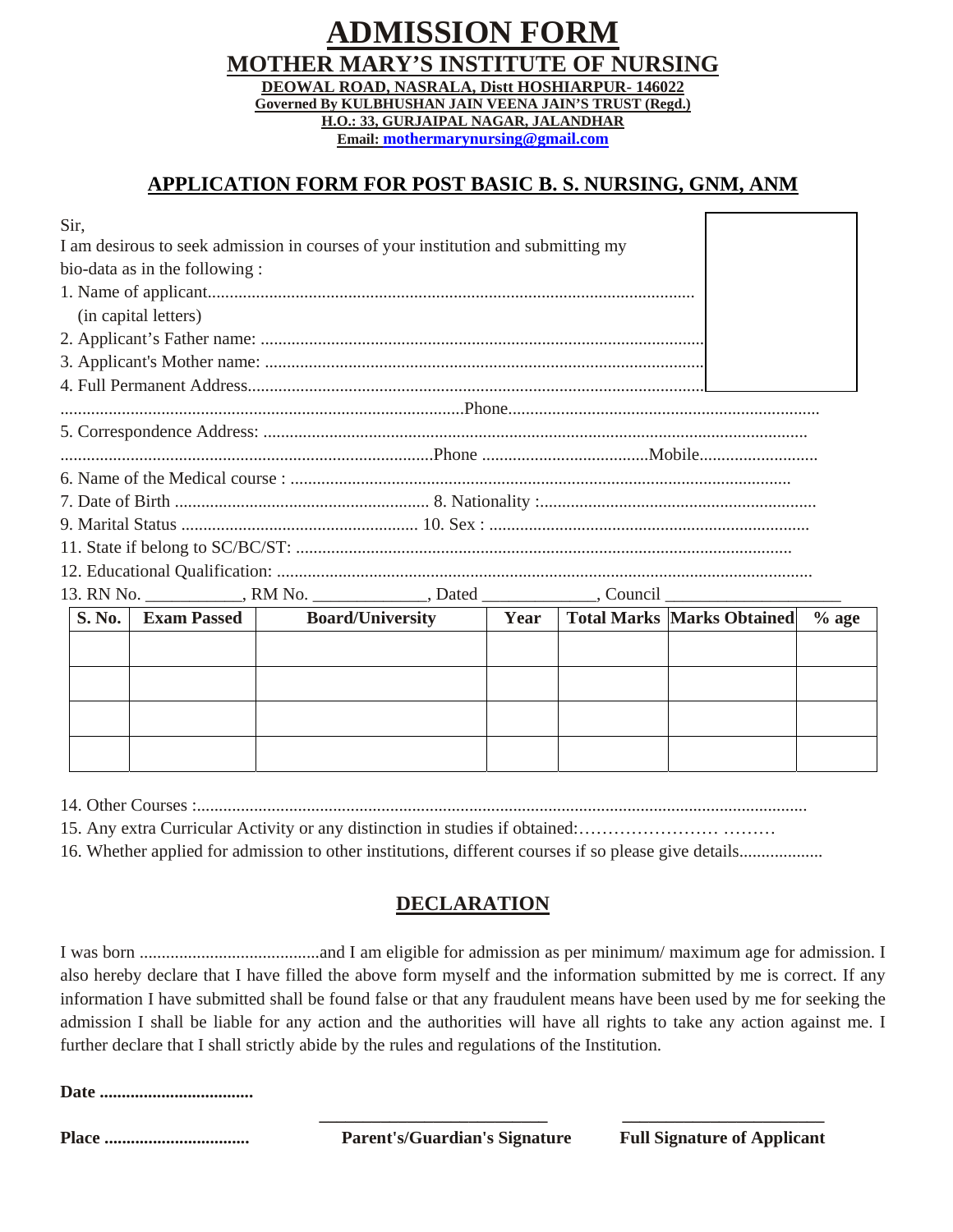# ADMISSION FORM

## MOTHER MARY'S INSTITUTE OF NURSING

**DEOWAL ROAD, NASRALA, Distt HOSHIARPUR- 146022**
**Governed By KULBHUSHAN JAIN VEENA JAIN'S TRUST (Regd.)**
**H.O.: 33, GURJAIPAL NAGAR, JALANDHAR**
**Email: mothermarynursing@gmail.com**

## APPLICATION FORM FOR POST BASIC B. S. NURSING, GNM, ANM

Sir,
I am desirous to seek admission in courses of your institution and submitting my bio-data as in the following :

1. Name of applicant.........................................................................................................
   (in capital letters)
2. Applicant's Father name: ..........................................................................................
3. Applicant's Mother name: .........................................................................................
4. Full Permanent Address.............................................................................................

..........................................................................................Phone.......................................................................

5. Correspondence Address: ..................................................................................................................

....................................................................................Phone ......................................Mobile...........................

6. Name of the Medical course : ..................................................................................................................
7. Date of Birth .......................................................... 8. Nationality :...............................................................
9. Marital Status ...................................................... 10. Sex : ........................................................................
11. State if belong to SC/BC/ST: .................................................................................................................
12. Educational Qualification: .........................................................................................................................
13. RN No. ___________, RM No. _____________, Dated _____________, Council ____________________

| S. No. | Exam Passed | Board/University | Year | Total Marks | Marks Obtained | % age |
|---|---|---|---|---|---|---|
| | | | | | | |
| | | | | | | |
| | | | | | | |
| | | | | | | |

14. Other Courses :...........................................................................................................................................
15. Any extra Curricular Activity or any distinction in studies if obtained:…………………… ………
16. Whether applied for admission to other institutions, different courses if so please give details...................

## DECLARATION

I was born .........................................and I am eligible for admission as per minimum/ maximum age for admission. I also hereby declare that I have filled the above form myself and the information submitted by me is correct. If any information I have submitted shall be found false or that any fraudulent means have been used by me for seeking the admission I shall be liable for any action and the authorities will have all rights to take any action against me. I further declare that I shall strictly abide by the rules and regulations of the Institution.

**Date ..................................**

**Place ................................** **Parent's/Guardian's Signature** **Full Signature of Applicant**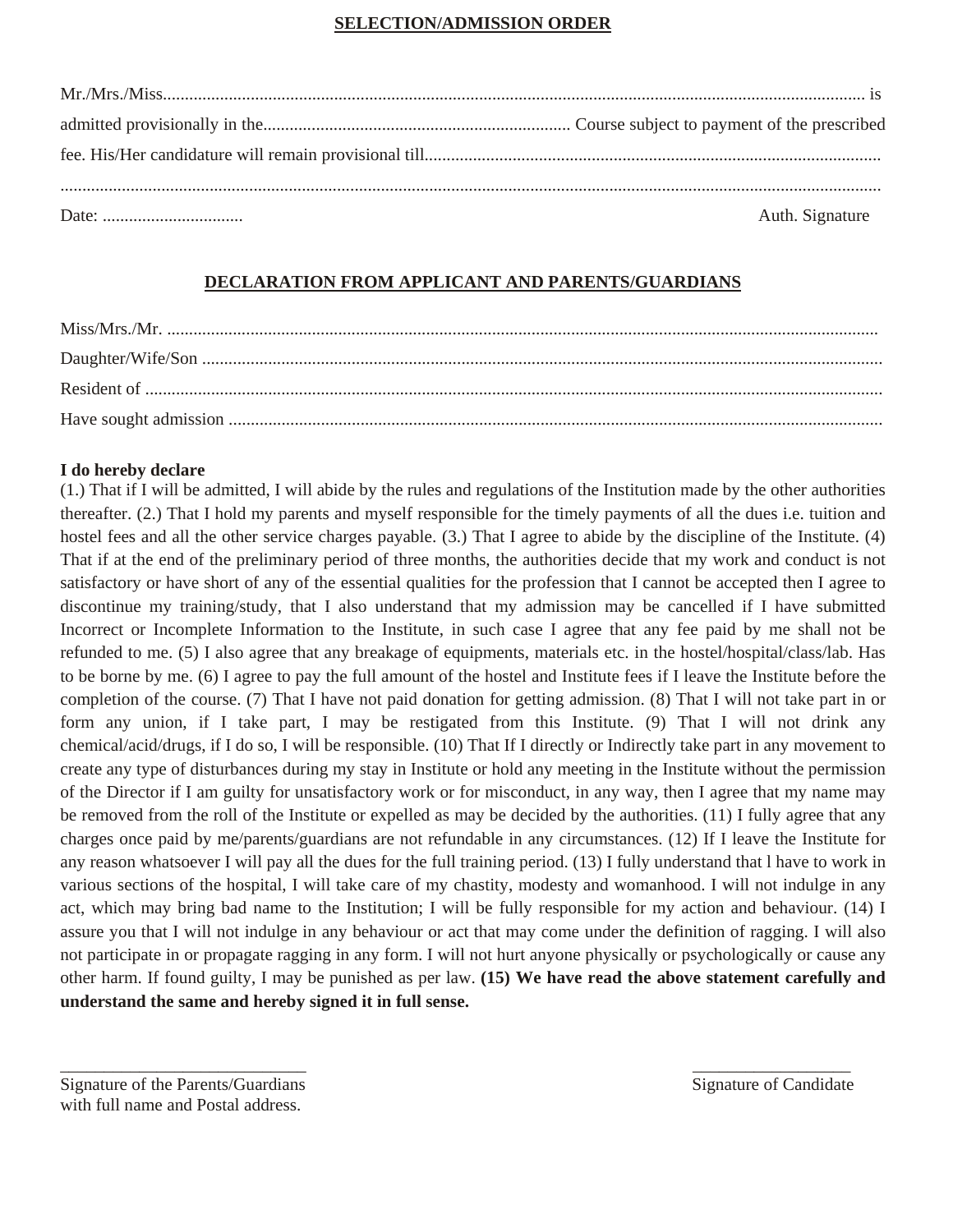## SELECTION/ADMISSION ORDER

Mr./Mrs./Miss................................................................................................................................................ is admitted provisionally in the..................................................................... Course subject to payment of the prescribed fee. His/Her candidature will remain provisional till.......................................................................................................

..........................................................................................................................................................................

Date: ................................ Auth. Signature

## DECLARATION FROM APPLICANT AND PARENTS/GUARDIANS

Miss/Mrs./Mr. .................................................................................................................................................

Daughter/Wife/Son ..........................................................................................................................................

Resident of ......................................................................................................................................................

Have sought admission ....................................................................................................................................

**I do hereby declare**

(1.) That if I will be admitted, I will abide by the rules and regulations of the Institution made by the other authorities thereafter. (2.) That I hold my parents and myself responsible for the timely payments of all the dues i.e. tuition and hostel fees and all the other service charges payable. (3.) That I agree to abide by the discipline of the Institute. (4) That if at the end of the preliminary period of three months, the authorities decide that my work and conduct is not satisfactory or have short of any of the essential qualities for the profession that I cannot be accepted then I agree to discontinue my training/study, that I also understand that my admission may be cancelled if I have submitted Incorrect or Incomplete Information to the Institute, in such case I agree that any fee paid by me shall not be refunded to me. (5) I also agree that any breakage of equipments, materials etc. in the hostel/hospital/class/lab. Has to be borne by me. (6) I agree to pay the full amount of the hostel and Institute fees if I leave the Institute before the completion of the course. (7) That I have not paid donation for getting admission. (8) That I will not take part in or form any union, if I take part, I may be restigated from this Institute. (9) That I will not drink any chemical/acid/drugs, if I do so, I will be responsible. (10) That If I directly or Indirectly take part in any movement to create any type of disturbances during my stay in Institute or hold any meeting in the Institute without the permission of the Director if I am guilty for unsatisfactory work or for misconduct, in any way, then I agree that my name may be removed from the roll of the Institute or expelled as may be decided by the authorities. (11) I fully agree that any charges once paid by me/parents/guardians are not refundable in any circumstances. (12) If I leave the Institute for any reason whatsoever I will pay all the dues for the full training period. (13) I fully understand that l have to work in various sections of the hospital, I will take care of my chastity, modesty and womanhood. I will not indulge in any act, which may bring bad name to the Institution; I will be fully responsible for my action and behaviour. (14) I assure you that I will not indulge in any behaviour or act that may come under the definition of ragging. I will also not participate in or propagate ragging in any form. I will not hurt anyone physically or psychologically or cause any other harm. If found guilty, I may be punished as per law. **(15) We have read the above statement carefully and understand the same and hereby signed it in full sense.**

______________________________ ____________________

Signature of the Parents/Guardians with full name and Postal address. Signature of Candidate